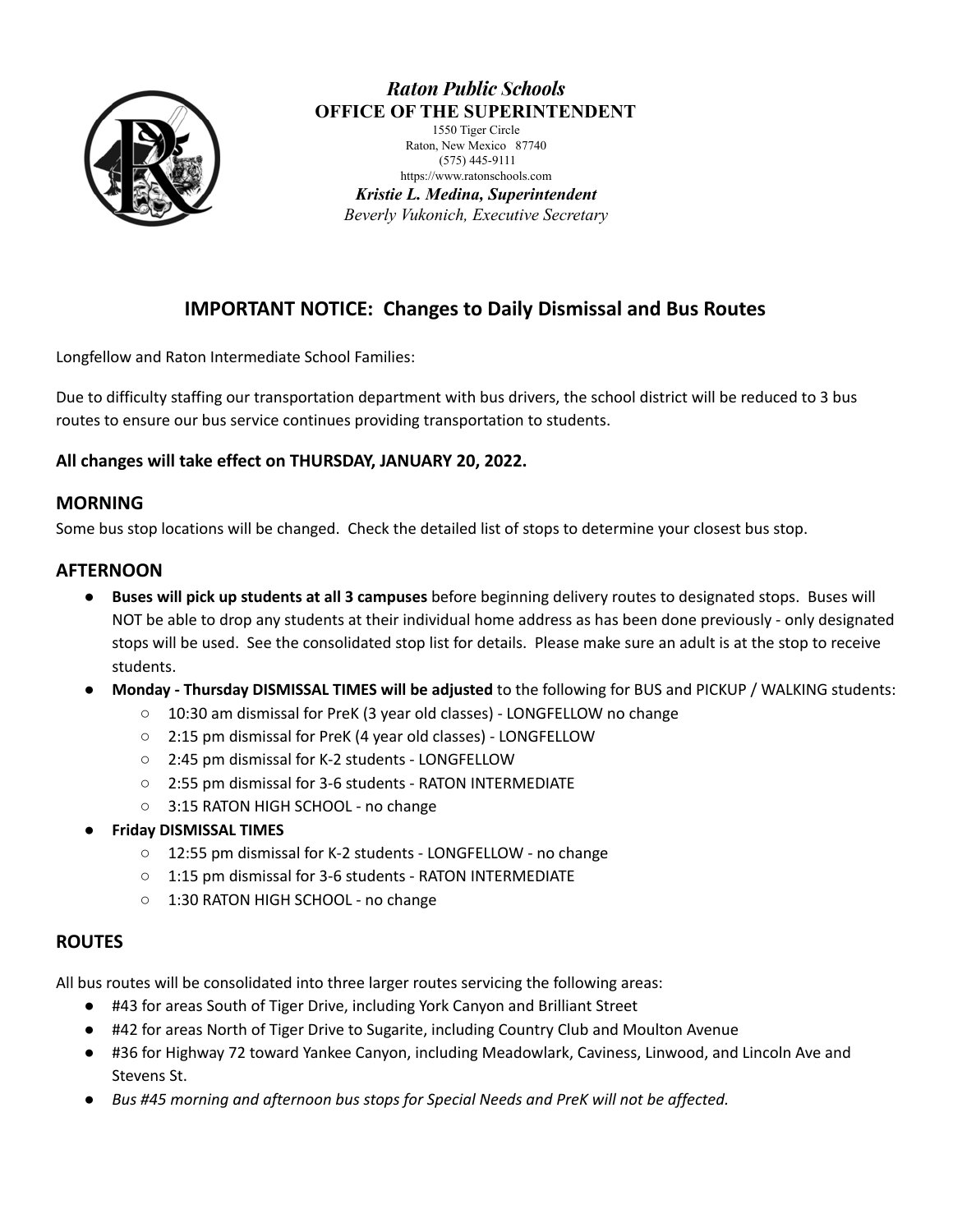*Raton Public Schools*
**OFFICE OF THE SUPERINTENDENT**
1550 Tiger Circle
Raton, New Mexico 87740
(575) 445-9111
https://www.ratonschools.com
***Kristie L. Medina, Superintendent***
*Beverly Vukonich, Executive Secretary*

# IMPORTANT NOTICE: Changes to Daily Dismissal and Bus Routes

Longfellow and Raton Intermediate School Families:

Due to difficulty staffing our transportation department with bus drivers, the school district will be reduced to 3 bus routes to ensure our bus service continues providing transportation to students.

**All changes will take effect on THURSDAY, JANUARY 20, 2022.**

## MORNING

Some bus stop locations will be changed. Check the detailed list of stops to determine your closest bus stop.

## AFTERNOON

- **Buses will pick up students at all 3 campuses** before beginning delivery routes to designated stops. Buses will NOT be able to drop any students at their individual home address as has been done previously - only designated stops will be used. See the consolidated stop list for details. Please make sure an adult is at the stop to receive students.
- **Monday - Thursday DISMISSAL TIMES will be adjusted** to the following for BUS and PICKUP / WALKING students:
  - 10:30 am dismissal for PreK (3 year old classes) - LONGFELLOW no change
  - 2:15 pm dismissal for PreK (4 year old classes) - LONGFELLOW
  - 2:45 pm dismissal for K-2 students - LONGFELLOW
  - 2:55 pm dismissal for 3-6 students - RATON INTERMEDIATE
  - 3:15 RATON HIGH SCHOOL - no change
- **Friday DISMISSAL TIMES**
  - 12:55 pm dismissal for K-2 students - LONGFELLOW - no change
  - 1:15 pm dismissal for 3-6 students - RATON INTERMEDIATE
  - 1:30 RATON HIGH SCHOOL - no change

## ROUTES

All bus routes will be consolidated into three larger routes servicing the following areas:

- #43 for areas South of Tiger Drive, including York Canyon and Brilliant Street
- #42 for areas North of Tiger Drive to Sugarite, including Country Club and Moulton Avenue
- #36 for Highway 72 toward Yankee Canyon, including Meadowlark, Caviness, Linwood, and Lincoln Ave and Stevens St.
- *Bus #45 morning and afternoon bus stops for Special Needs and PreK will not be affected.*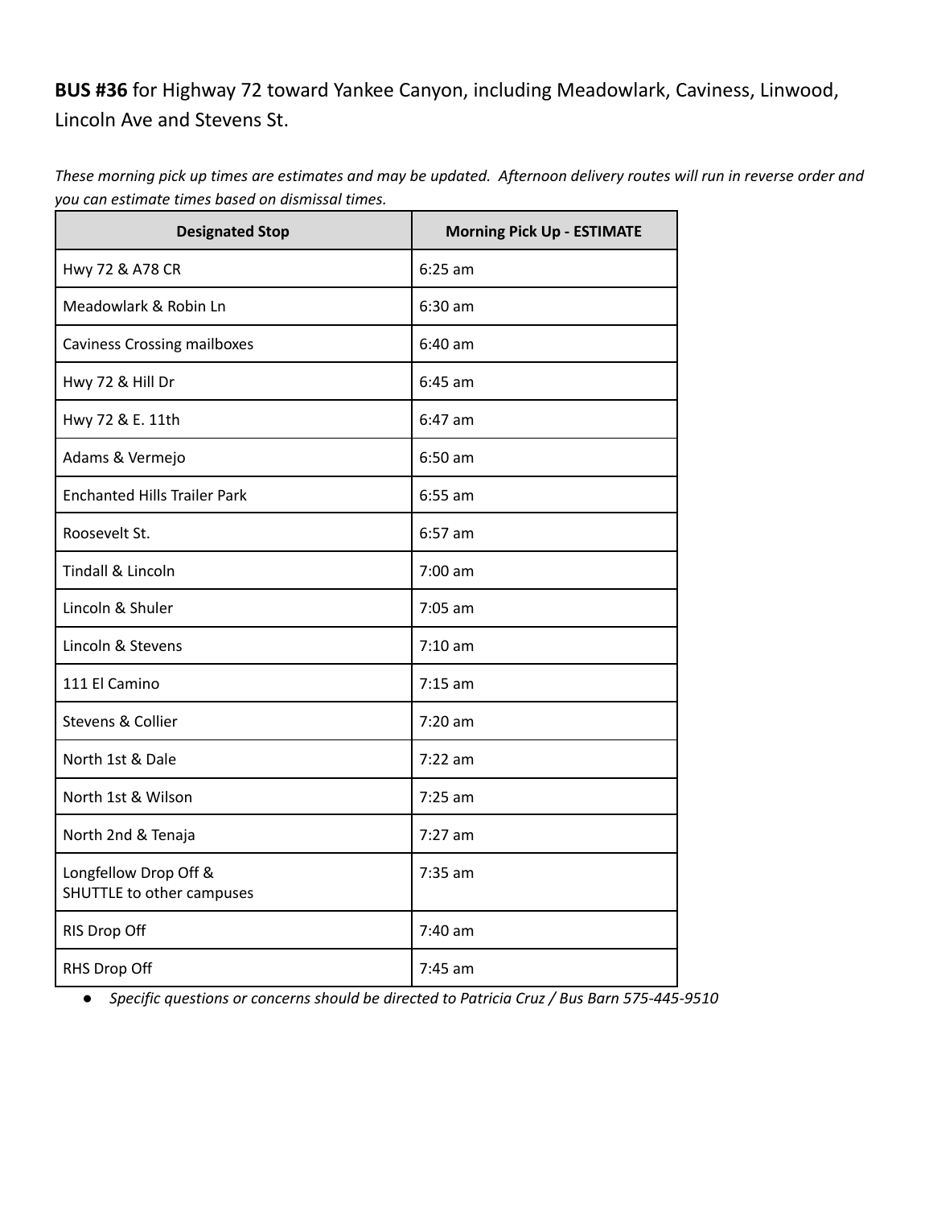**BUS #36** for Highway 72 toward Yankee Canyon, including Meadowlark, Caviness, Linwood, Lincoln Ave and Stevens St.

*These morning pick up times are estimates and may be updated. Afternoon delivery routes will run in reverse order and you can estimate times based on dismissal times.*

| Designated Stop | Morning Pick Up - ESTIMATE |
| --- | --- |
| Hwy 72 & A78 CR | 6:25 am |
| Meadowlark & Robin Ln | 6:30 am |
| Caviness Crossing mailboxes | 6:40 am |
| Hwy 72 & Hill Dr | 6:45 am |
| Hwy 72 & E. 11th | 6:47 am |
| Adams & Vermejo | 6:50 am |
| Enchanted Hills Trailer Park | 6:55 am |
| Roosevelt St. | 6:57 am |
| Tindall & Lincoln | 7:00 am |
| Lincoln & Shuler | 7:05 am |
| Lincoln & Stevens | 7:10 am |
| 111 El Camino | 7:15 am |
| Stevens & Collier | 7:20 am |
| North 1st & Dale | 7:22 am |
| North 1st & Wilson | 7:25 am |
| North 2nd & Tenaja | 7:27 am |
| Longfellow Drop Off & SHUTTLE to other campuses | 7:35 am |
| RIS Drop Off | 7:40 am |
| RHS Drop Off | 7:45 am |

- *Specific questions or concerns should be directed to Patricia Cruz / Bus Barn 575-445-9510*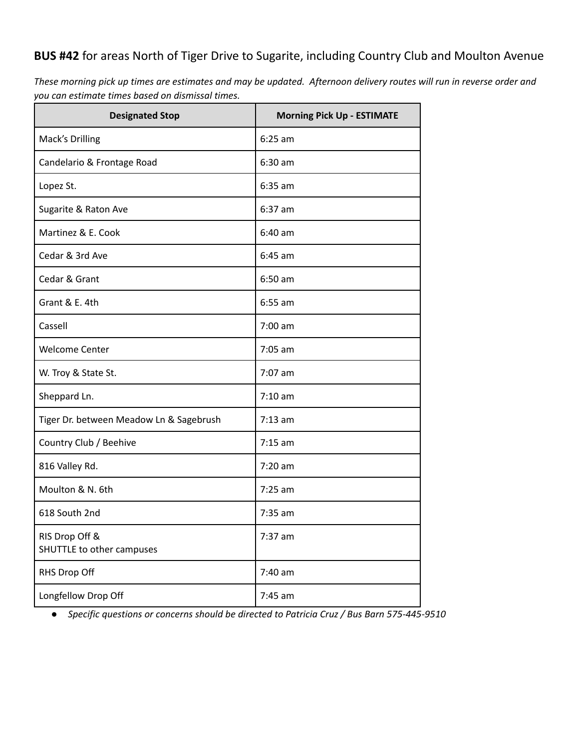**BUS #42** for areas North of Tiger Drive to Sugarite, including Country Club and Moulton Avenue

*These morning pick up times are estimates and may be updated. Afternoon delivery routes will run in reverse order and you can estimate times based on dismissal times.*

| Designated Stop | Morning Pick Up - ESTIMATE |
|---|---|
| Mack's Drilling | 6:25 am |
| Candelario & Frontage Road | 6:30 am |
| Lopez St. | 6:35 am |
| Sugarite & Raton Ave | 6:37 am |
| Martinez & E. Cook | 6:40 am |
| Cedar & 3rd Ave | 6:45 am |
| Cedar & Grant | 6:50 am |
| Grant & E. 4th | 6:55 am |
| Cassell | 7:00 am |
| Welcome Center | 7:05 am |
| W. Troy & State St. | 7:07 am |
| Sheppard Ln. | 7:10 am |
| Tiger Dr. between Meadow Ln & Sagebrush | 7:13 am |
| Country Club / Beehive | 7:15 am |
| 816 Valley Rd. | 7:20 am |
| Moulton & N. 6th | 7:25 am |
| 618 South 2nd | 7:35 am |
| RIS Drop Off & SHUTTLE to other campuses | 7:37 am |
| RHS Drop Off | 7:40 am |
| Longfellow Drop Off | 7:45 am |

- *Specific questions or concerns should be directed to Patricia Cruz / Bus Barn 575-445-9510*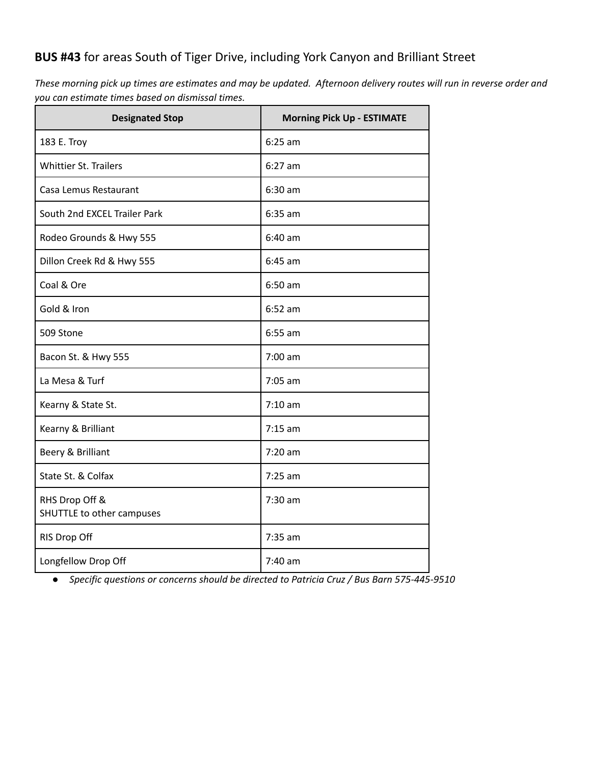**BUS #43** for areas South of Tiger Drive, including York Canyon and Brilliant Street

*These morning pick up times are estimates and may be updated. Afternoon delivery routes will run in reverse order and you can estimate times based on dismissal times.*

| Designated Stop | Morning Pick Up - ESTIMATE |
|---|---|
| 183 E. Troy | 6:25 am |
| Whittier St. Trailers | 6:27 am |
| Casa Lemus Restaurant | 6:30 am |
| South 2nd EXCEL Trailer Park | 6:35 am |
| Rodeo Grounds & Hwy 555 | 6:40 am |
| Dillon Creek Rd & Hwy 555 | 6:45 am |
| Coal & Ore | 6:50 am |
| Gold & Iron | 6:52 am |
| 509 Stone | 6:55 am |
| Bacon St. & Hwy 555 | 7:00 am |
| La Mesa & Turf | 7:05 am |
| Kearny & State St. | 7:10 am |
| Kearny & Brilliant | 7:15 am |
| Beery & Brilliant | 7:20 am |
| State St. & Colfax | 7:25 am |
| RHS Drop Off & SHUTTLE to other campuses | 7:30 am |
| RIS Drop Off | 7:35 am |
| Longfellow Drop Off | 7:40 am |

- *Specific questions or concerns should be directed to Patricia Cruz / Bus Barn 575-445-9510*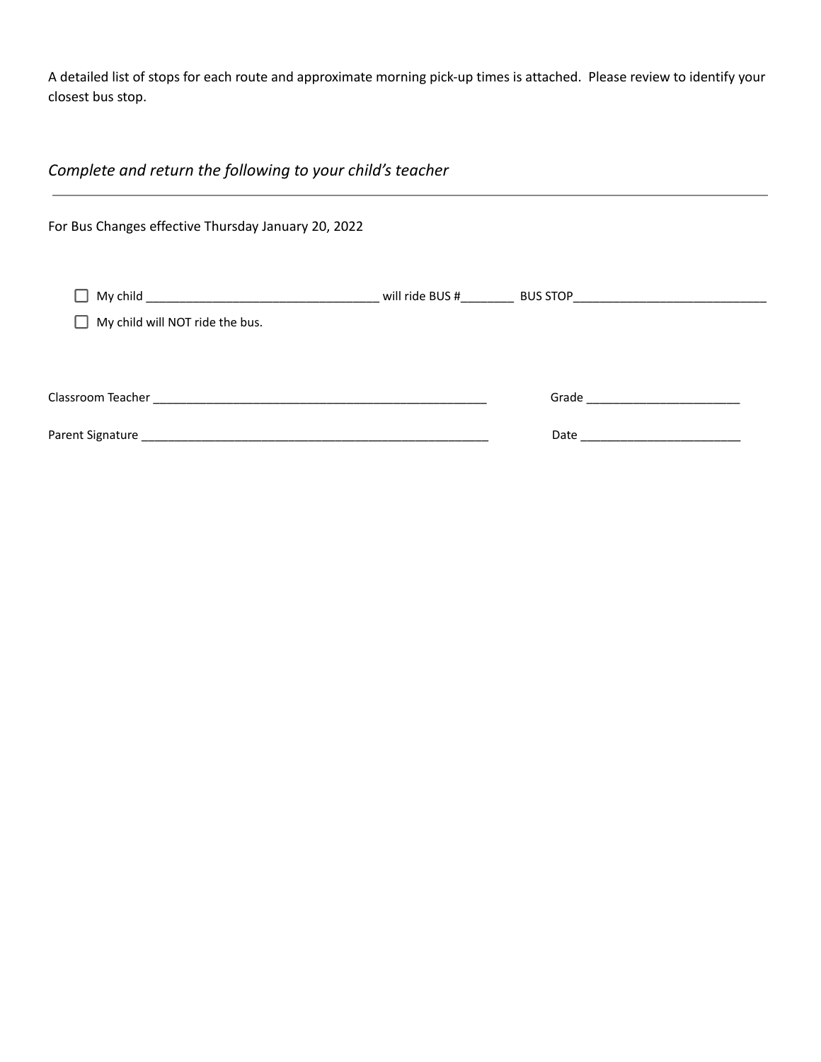A detailed list of stops for each route and approximate morning pick-up times is attached. Please review to identify your closest bus stop.

*Complete and return the following to your child's teacher*

---

For Bus Changes effective Thursday January 20, 2022

- ☐ My child ___________________________________ will ride BUS #________ BUS STOP_____________________________
- ☐ My child will NOT ride the bus.

Classroom Teacher ___________________________________________________ Grade _______________________

Parent Signature _____________________________________________________ Date ________________________